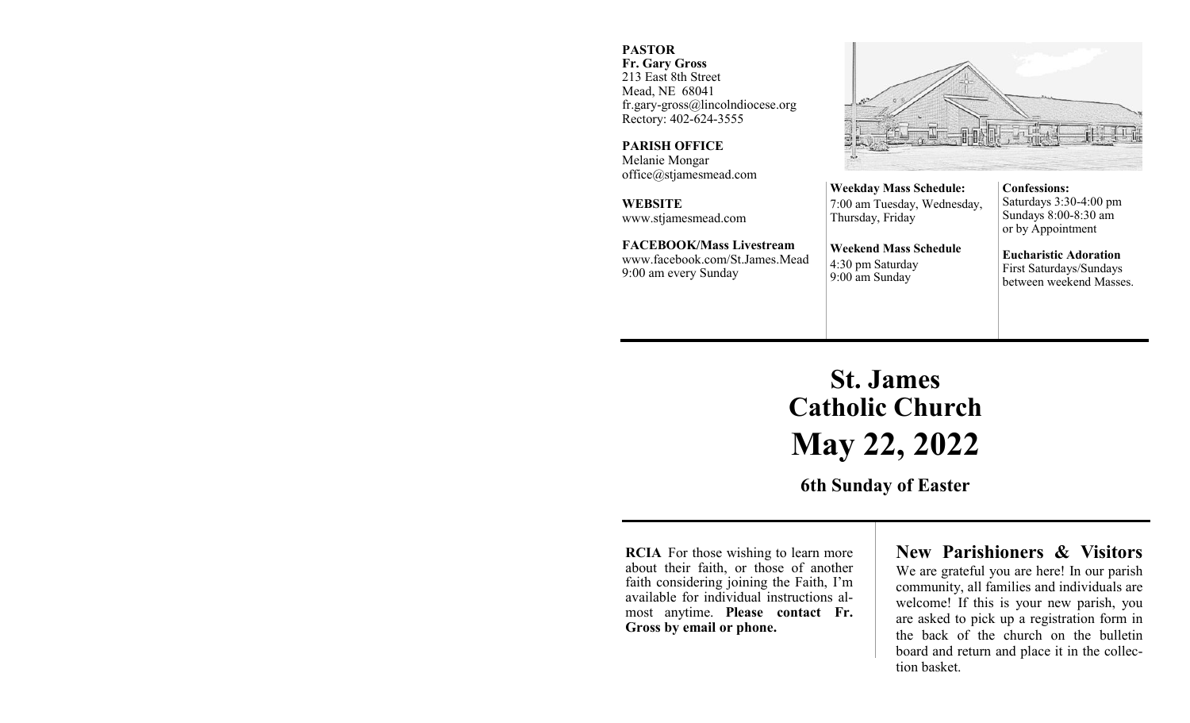**PASTOR**
**Fr. Gary Gross**
213 East 8th Street
Mead, NE 68041
fr.gary-gross@lincolndiocese.org
Rectory: 402-624-3555

**PARISH OFFICE**
Melanie Mongar
office@stjamesmead.com

**WEBSITE**
www.stjamesmead.com

**FACEBOOK/Mass Livestream**
www.facebook.com/St.James.Mead
9:00 am every Sunday

**Weekday Mass Schedule:**
7:00 am Tuesday, Wednesday, Thursday, Friday

**Weekend Mass Schedule**
4:30 pm Saturday
9:00 am Sunday

**Confessions:**
Saturdays 3:30-4:00 pm
Sundays 8:00-8:30 am
or by Appointment

**Eucharistic Adoration**
First Saturdays/Sundays between weekend Masses.

# St. James Catholic Church

# May 22, 2022

## 6th Sunday of Easter

**RCIA** For those wishing to learn more about their faith, or those of another faith considering joining the Faith, I'm available for individual instructions almost anytime. **Please contact Fr. Gross by email or phone.**

## New Parishioners & Visitors

We are grateful you are here! In our parish community, all families and individuals are welcome! If this is your new parish, you are asked to pick up a registration form in the back of the church on the bulletin board and return and place it in the collection basket.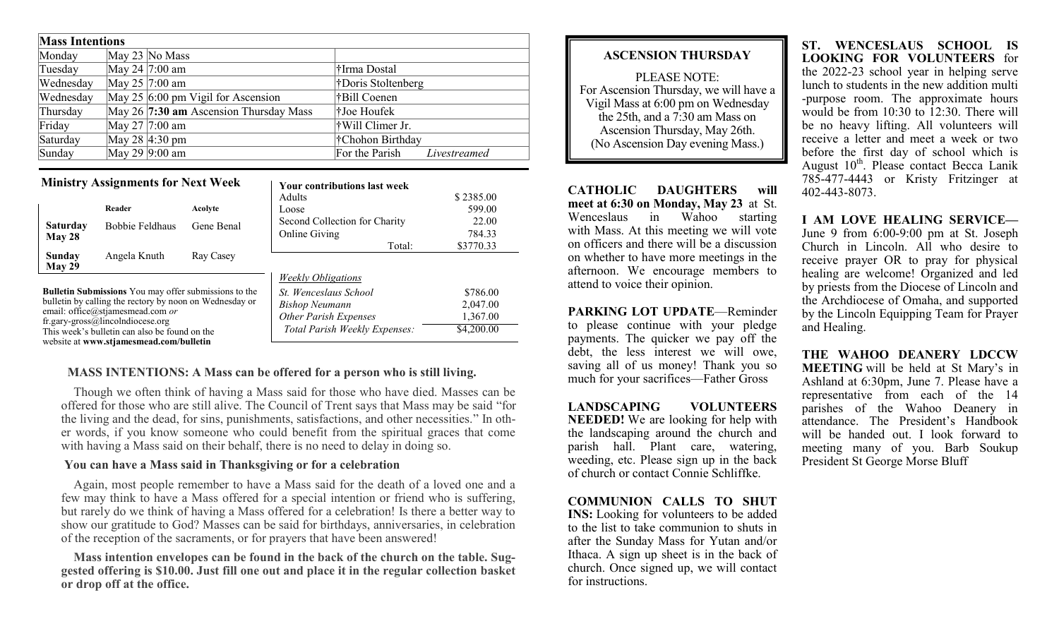## Mass Intentions

| | | | |
|---|---|---|---|
| Monday | May 23 | No Mass | |
| Tuesday | May 24 | 7:00 am | †Irma Dostal |
| Wednesday | May 25 | 7:00 am | †Doris Stoltenberg |
| Wednesday | May 25 | 6:00 pm Vigil for Ascension | †Bill Coenen |
| Thursday | May 26 | **7:30 am** Ascension Thursday Mass | †Joe Houfek |
| Friday | May 27 | 7:00 am | †Will Climer Jr. |
| Saturday | May 28 | 4:30 pm | †Chohon Birthday |
| Sunday | May 29 | 9:00 am | For the Parish *Livestreamed* |

### Ministry Assignments for Next Week

| | Reader | Acolyte |
|---|---|---|
| **Saturday May 28** | Bobbie Feldhaus | Gene Benal |
| **Sunday May 29** | Angela Knuth | Ray Casey |

**Bulletin Submissions** You may offer submissions to the bulletin by calling the rectory by noon on Wednesday or email: office@stjamesmead.com *or* fr.gary-gross@lincolndiocese.org
This week's bulletin can also be found on the website at **www.stjamesmead.com/bulletin**

**Your contributions last week**

| | |
|---|---|
| Adults | $ 2385.00 |
| Loose | 599.00 |
| Second Collection for Charity | 22.00 |
| Online Giving | 784.33 |
| Total: | $3770.33 |

*Weekly Obligations*

| | |
|---|---|
| *St. Wenceslaus School* | $786.00 |
| *Bishop Neumann* | 2,047.00 |
| *Other Parish Expenses* | 1,367.00 |
| *Total Parish Weekly Expenses:* | $4,200.00 |

### MASS INTENTIONS: A Mass can be offered for a person who is still living.

Though we often think of having a Mass said for those who have died. Masses can be offered for those who are still alive. The Council of Trent says that Mass may be said "for the living and the dead, for sins, punishments, satisfactions, and other necessities." In other words, if you know someone who could benefit from the spiritual graces that come with having a Mass said on their behalf, there is no need to delay in doing so.

**You can have a Mass said in Thanksgiving or for a celebration**

Again, most people remember to have a Mass said for the death of a loved one and a few may think to have a Mass offered for a special intention or friend who is suffering, but rarely do we think of having a Mass offered for a celebration! Is there a better way to show our gratitude to God? Masses can be said for birthdays, anniversaries, in celebration of the reception of the sacraments, or for prayers that have been answered!

**Mass intention envelopes can be found in the back of the church on the table. Suggested offering is $10.00. Just fill one out and place it in the regular collection basket or drop off at the office.**

### ASCENSION THURSDAY

PLEASE NOTE:
For Ascension Thursday, we will have a Vigil Mass at 6:00 pm on Wednesday the 25th, and a 7:30 am Mass on Ascension Thursday, May 26th.
(No Ascension Day evening Mass.)

**CATHOLIC DAUGHTERS will meet at 6:30 on Monday, May 23** at St. Wenceslaus in Wahoo starting with Mass. At this meeting we will vote on officers and there will be a discussion on whether to have more meetings in the afternoon. We encourage members to attend to voice their opinion.

**PARKING LOT UPDATE**—Reminder to please continue with your pledge payments. The quicker we pay off the debt, the less interest we will owe, saving all of us money! Thank you so much for your sacrifices—Father Gross

**LANDSCAPING VOLUNTEERS NEEDED!** We are looking for help with the landscaping around the church and parish hall. Plant care, watering, weeding, etc. Please sign up in the back of church or contact Connie Schliffke.

**COMMUNION CALLS TO SHUT INS:** Looking for volunteers to be added to the list to take communion to shuts in after the Sunday Mass for Yutan and/or Ithaca. A sign up sheet is in the back of church. Once signed up, we will contact for instructions.

**ST. WENCESLAUS SCHOOL IS LOOKING FOR VOLUNTEERS** for the 2022-23 school year in helping serve lunch to students in the new addition multi-purpose room. The approximate hours would be from 10:30 to 12:30. There will be no heavy lifting. All volunteers will receive a letter and meet a week or two before the first day of school which is August 10th. Please contact Becca Lanik 785-477-4443 or Kristy Fritzinger at 402-443-8073.

**I AM LOVE HEALING SERVICE—** June 9 from 6:00-9:00 pm at St. Joseph Church in Lincoln. All who desire to receive prayer OR to pray for physical healing are welcome! Organized and led by priests from the Diocese of Lincoln and the Archdiocese of Omaha, and supported by the Lincoln Equipping Team for Prayer and Healing.

**THE WAHOO DEANERY LDCCW MEETING** will be held at St Mary's in Ashland at 6:30pm, June 7. Please have a representative from each of the 14 parishes of the Wahoo Deanery in attendance. The President's Handbook will be handed out. I look forward to meeting many of you. Barb Soukup President St George Morse Bluff